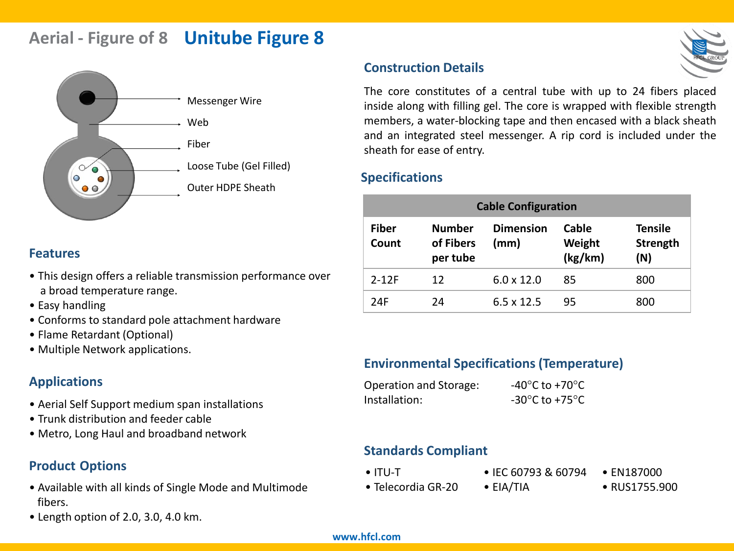# Aerial - Figure of 8 Unitube Figure 8

Messenger Wire

Web

Fiber

Loose Tube (Gel Filled)

Outer HDPE Sheath

## Construction Details

The core constitutes of a central tube with up to 24 fibers placed inside along with filling gel. The core is wrapped with flexible strength members, a water-blocking tape and then encased with a black sheath and an integrated steel messenger. A rip cord is included under the sheath for ease of entry.

## Specifications

| Cable Configuration | | | | |
|---|---|---|---|---|
| **Fiber Count** | **Number of Fibers per tube** | **Dimension (mm)** | **Cable Weight (kg/km)** | **Tensile Strength (N)** |
| 2-12F | 12 | 6.0 x 12.0 | 85 | 800 |
| 24F | 24 | 6.5 x 12.5 | 95 | 800 |

## Features

- This design offers a reliable transmission performance over a broad temperature range.
- Easy handling
- Conforms to standard pole attachment hardware
- Flame Retardant (Optional)
- Multiple Network applications.

## Applications

- Aerial Self Support medium span installations
- Trunk distribution and feeder cable
- Metro, Long Haul and broadband network

## Product Options

- Available with all kinds of Single Mode and Multimode fibers.
- Length option of 2.0, 3.0, 4.0 km.

## Environmental Specifications (Temperature)

Operation and Storage: -40°C to +70°C

Installation: -30°C to +75°C

## Standards Compliant

- ITU-T
- Telecordia GR-20
- IEC 60793 & 60794
- EIA/TIA
- EN187000
- RUS1755.900

www.hfcl.com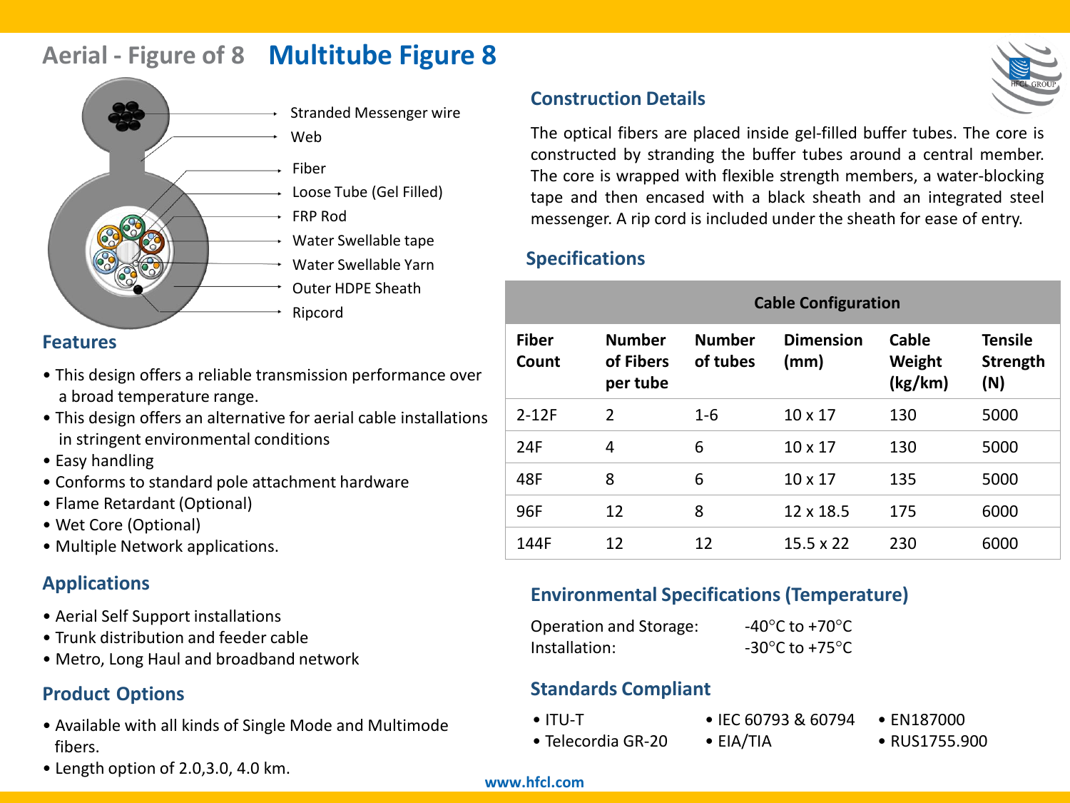# Aerial - Figure of 8 **Multitube Figure 8**

Stranded Messenger wire

Web

Fiber

Loose Tube (Gel Filled)

FRP Rod

Water Swellable tape

Water Swellable Yarn

Outer HDPE Sheath

Ripcord

## Features

- This design offers a reliable transmission performance over a broad temperature range.
- This design offers an alternative for aerial cable installations in stringent environmental conditions
- Easy handling
- Conforms to standard pole attachment hardware
- Flame Retardant (Optional)
- Wet Core (Optional)
- Multiple Network applications.

## Applications

- Aerial Self Support installations
- Trunk distribution and feeder cable
- Metro, Long Haul and broadband network

## Product Options

- Available with all kinds of Single Mode and Multimode fibers.
- Length option of 2.0,3.0, 4.0 km.

## Construction Details

The optical fibers are placed inside gel-filled buffer tubes. The core is constructed by stranding the buffer tubes around a central member. The core is wrapped with flexible strength members, a water-blocking tape and then encased with a black sheath and an integrated steel messenger. A rip cord is included under the sheath for ease of entry.

## Specifications

| Cable Configuration | | | | | |
|---|---|---|---|---|---|
| **Fiber Count** | **Number of Fibers per tube** | **Number of tubes** | **Dimension (mm)** | **Cable Weight (kg/km)** | **Tensile Strength (N)** |
| 2-12F | 2 | 1-6 | 10 x 17 | 130 | 5000 |
| 24F | 4 | 6 | 10 x 17 | 130 | 5000 |
| 48F | 8 | 6 | 10 x 17 | 135 | 5000 |
| 96F | 12 | 8 | 12 x 18.5 | 175 | 6000 |
| 144F | 12 | 12 | 15.5 x 22 | 230 | 6000 |

## Environmental Specifications (Temperature)

Operation and Storage: -40°C to +70°C

Installation: -30°C to +75°C

## Standards Compliant

- ITU-T
- Telecordia GR-20
- IEC 60793 & 60794
- EIA/TIA
- EN187000
- RUS1755.900

www.hfcl.com